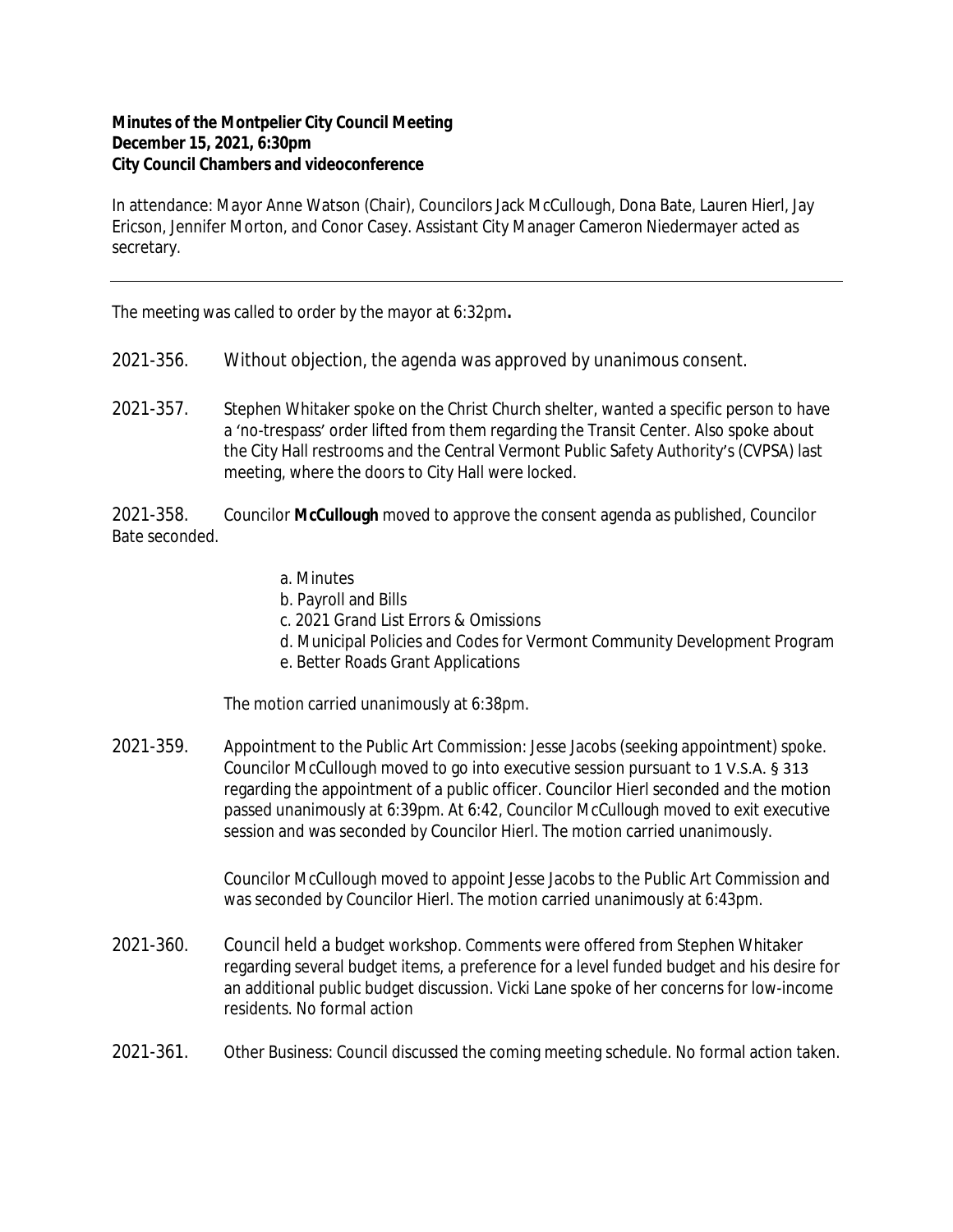**Minutes of the Montpelier City Council Meeting**
**December 15, 2021, 6:30pm**
**City Council Chambers and videoconference**

In attendance: Mayor Anne Watson (Chair), Councilors Jack McCullough, Dona Bate, Lauren Hierl, Jay Ericson, Jennifer Morton, and Conor Casey. Assistant City Manager Cameron Niedermayer acted as secretary.

---

The meeting was called to order by the mayor at 6:32pm**.**

2021-356. Without objection, the agenda was approved by unanimous consent.

2021-357. Stephen Whitaker spoke on the Christ Church shelter, wanted a specific person to have a 'no-trespass' order lifted from them regarding the Transit Center. Also spoke about the City Hall restrooms and the Central Vermont Public Safety Authority's (CVPSA) last meeting, where the doors to City Hall were locked.

2021-358. Councilor **McCullough** moved to approve the consent agenda as published, Councilor Bate seconded.

a. Minutes
b. Payroll and Bills
c. 2021 Grand List Errors & Omissions
d. Municipal Policies and Codes for Vermont Community Development Program
e. Better Roads Grant Applications

The motion carried unanimously at 6:38pm.

2021-359. Appointment to the Public Art Commission: Jesse Jacobs (seeking appointment) spoke. Councilor McCullough moved to go into executive session pursuant to 1 V.S.A. § 313 regarding the appointment of a public officer. Councilor Hierl seconded and the motion passed unanimously at 6:39pm. At 6:42, Councilor McCullough moved to exit executive session and was seconded by Councilor Hierl. The motion carried unanimously.

Councilor McCullough moved to appoint Jesse Jacobs to the Public Art Commission and was seconded by Councilor Hierl. The motion carried unanimously at 6:43pm.

2021-360. Council held a budget workshop. Comments were offered from Stephen Whitaker regarding several budget items, a preference for a level funded budget and his desire for an additional public budget discussion. Vicki Lane spoke of her concerns for low-income residents. No formal action

2021-361. Other Business: Council discussed the coming meeting schedule. No formal action taken.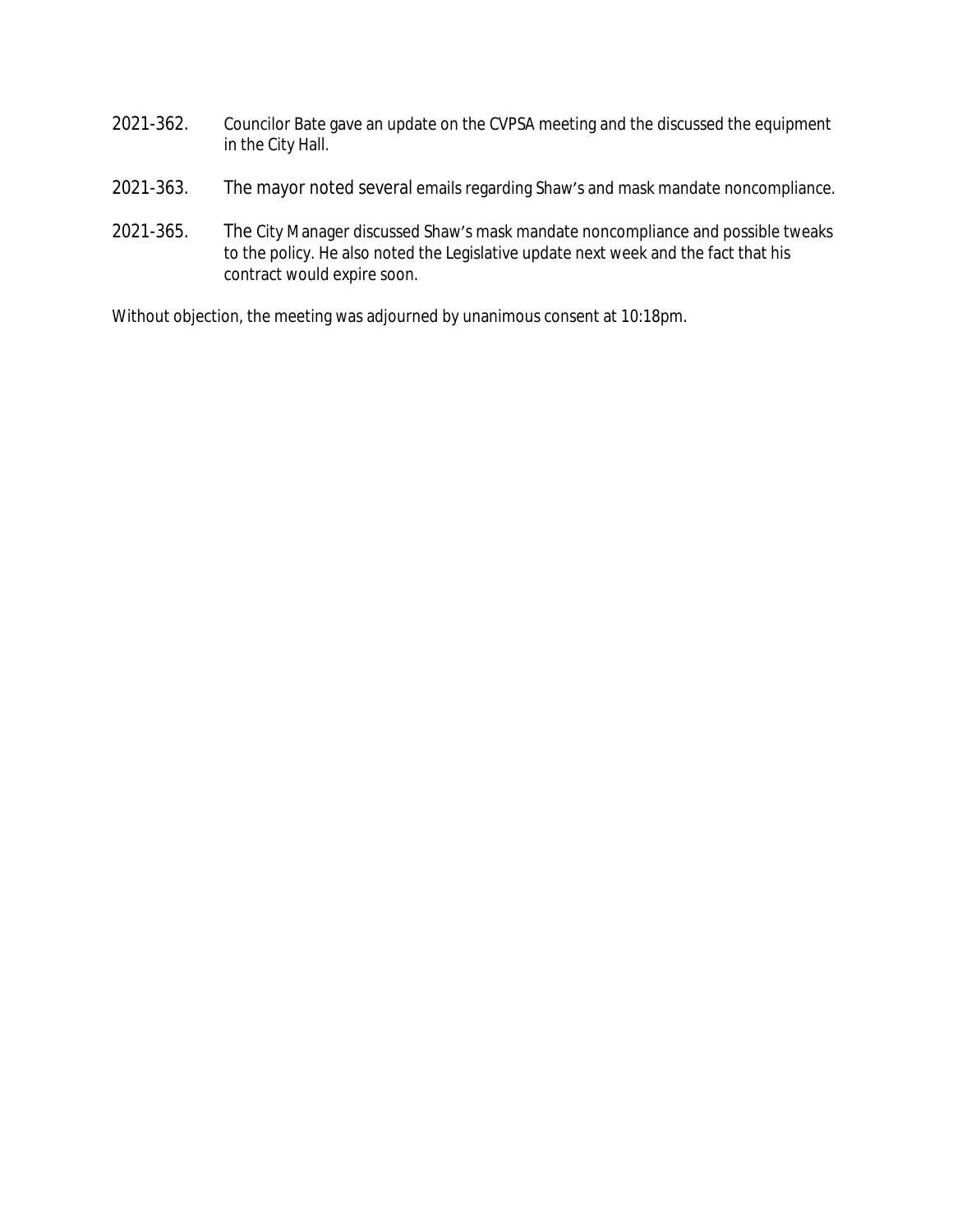2021-362. Councilor Bate gave an update on the CVPSA meeting and the discussed the equipment in the City Hall.

2021-363. The mayor noted several emails regarding Shaw's and mask mandate noncompliance.

2021-365. The City Manager discussed Shaw's mask mandate noncompliance and possible tweaks to the policy. He also noted the Legislative update next week and the fact that his contract would expire soon.

Without objection, the meeting was adjourned by unanimous consent at 10:18pm.